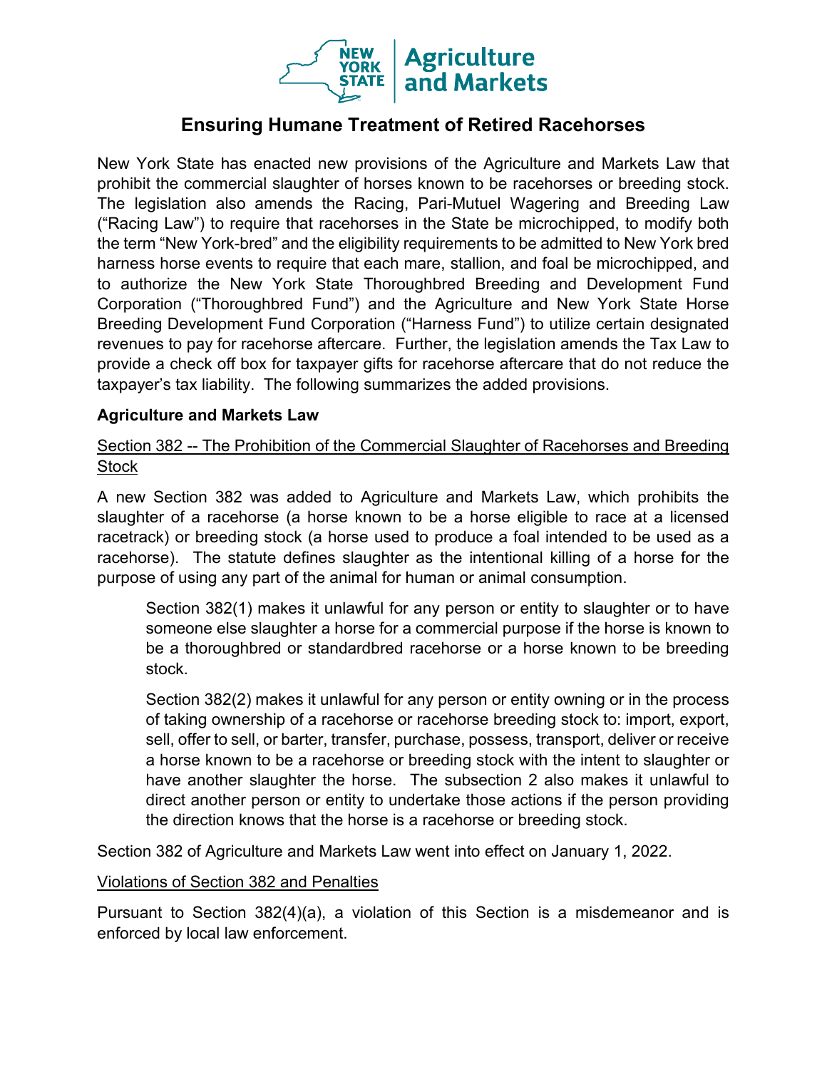New York State Agriculture and Markets

# Ensuring Humane Treatment of Retired Racehorses

New York State has enacted new provisions of the Agriculture and Markets Law that prohibit the commercial slaughter of horses known to be racehorses or breeding stock. The legislation also amends the Racing, Pari-Mutuel Wagering and Breeding Law ("Racing Law") to require that racehorses in the State be microchipped, to modify both the term "New York-bred" and the eligibility requirements to be admitted to New York bred harness horse events to require that each mare, stallion, and foal be microchipped, and to authorize the New York State Thoroughbred Breeding and Development Fund Corporation ("Thoroughbred Fund") and the Agriculture and New York State Horse Breeding Development Fund Corporation ("Harness Fund") to utilize certain designated revenues to pay for racehorse aftercare. Further, the legislation amends the Tax Law to provide a check off box for taxpayer gifts for racehorse aftercare that do not reduce the taxpayer's tax liability. The following summarizes the added provisions.

## Agriculture and Markets Law

### Section 382 -- The Prohibition of the Commercial Slaughter of Racehorses and Breeding Stock

A new Section 382 was added to Agriculture and Markets Law, which prohibits the slaughter of a racehorse (a horse known to be a horse eligible to race at a licensed racetrack) or breeding stock (a horse used to produce a foal intended to be used as a racehorse). The statute defines slaughter as the intentional killing of a horse for the purpose of using any part of the animal for human or animal consumption.

> Section 382(1) makes it unlawful for any person or entity to slaughter or to have someone else slaughter a horse for a commercial purpose if the horse is known to be a thoroughbred or standardbred racehorse or a horse known to be breeding stock.
>
> Section 382(2) makes it unlawful for any person or entity owning or in the process of taking ownership of a racehorse or racehorse breeding stock to: import, export, sell, offer to sell, or barter, transfer, purchase, possess, transport, deliver or receive a horse known to be a racehorse or breeding stock with the intent to slaughter or have another slaughter the horse. The subsection 2 also makes it unlawful to direct another person or entity to undertake those actions if the person providing the direction knows that the horse is a racehorse or breeding stock.

Section 382 of Agriculture and Markets Law went into effect on January 1, 2022.

### Violations of Section 382 and Penalties

Pursuant to Section 382(4)(a), a violation of this Section is a misdemeanor and is enforced by local law enforcement.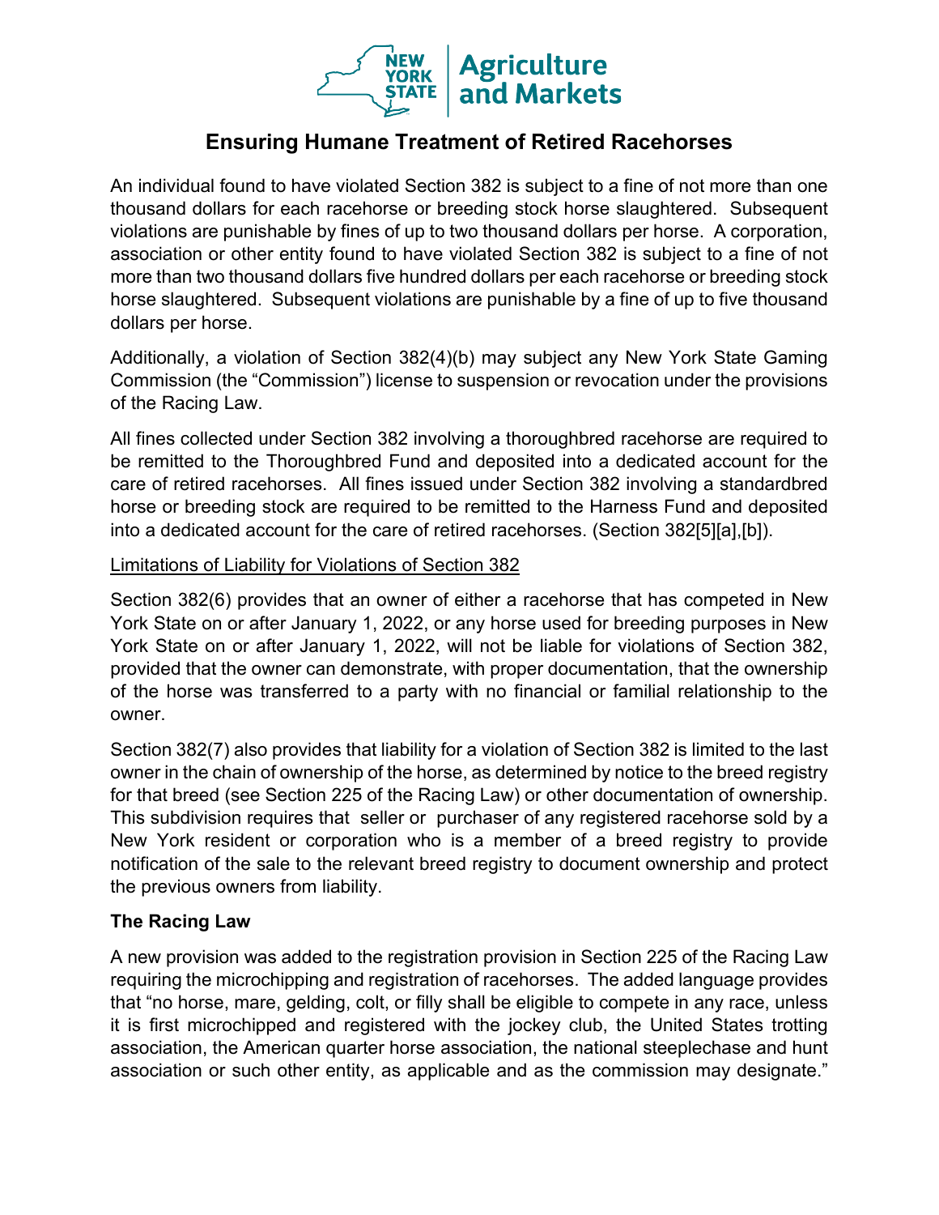# Ensuring Humane Treatment of Retired Racehorses

An individual found to have violated Section 382 is subject to a fine of not more than one thousand dollars for each racehorse or breeding stock horse slaughtered. Subsequent violations are punishable by fines of up to two thousand dollars per horse. A corporation, association or other entity found to have violated Section 382 is subject to a fine of not more than two thousand dollars five hundred dollars per each racehorse or breeding stock horse slaughtered. Subsequent violations are punishable by a fine of up to five thousand dollars per horse.

Additionally, a violation of Section 382(4)(b) may subject any New York State Gaming Commission (the "Commission") license to suspension or revocation under the provisions of the Racing Law.

All fines collected under Section 382 involving a thoroughbred racehorse are required to be remitted to the Thoroughbred Fund and deposited into a dedicated account for the care of retired racehorses. All fines issued under Section 382 involving a standardbred horse or breeding stock are required to be remitted to the Harness Fund and deposited into a dedicated account for the care of retired racehorses. (Section 382[5][a],[b]).

Limitations of Liability for Violations of Section 382

Section 382(6) provides that an owner of either a racehorse that has competed in New York State on or after January 1, 2022, or any horse used for breeding purposes in New York State on or after January 1, 2022, will not be liable for violations of Section 382, provided that the owner can demonstrate, with proper documentation, that the ownership of the horse was transferred to a party with no financial or familial relationship to the owner.

Section 382(7) also provides that liability for a violation of Section 382 is limited to the last owner in the chain of ownership of the horse, as determined by notice to the breed registry for that breed (see Section 225 of the Racing Law) or other documentation of ownership. This subdivision requires that seller or purchaser of any registered racehorse sold by a New York resident or corporation who is a member of a breed registry to provide notification of the sale to the relevant breed registry to document ownership and protect the previous owners from liability.

**The Racing Law**

A new provision was added to the registration provision in Section 225 of the Racing Law requiring the microchipping and registration of racehorses. The added language provides that "no horse, mare, gelding, colt, or filly shall be eligible to compete in any race, unless it is first microchipped and registered with the jockey club, the United States trotting association, the American quarter horse association, the national steeplechase and hunt association or such other entity, as applicable and as the commission may designate."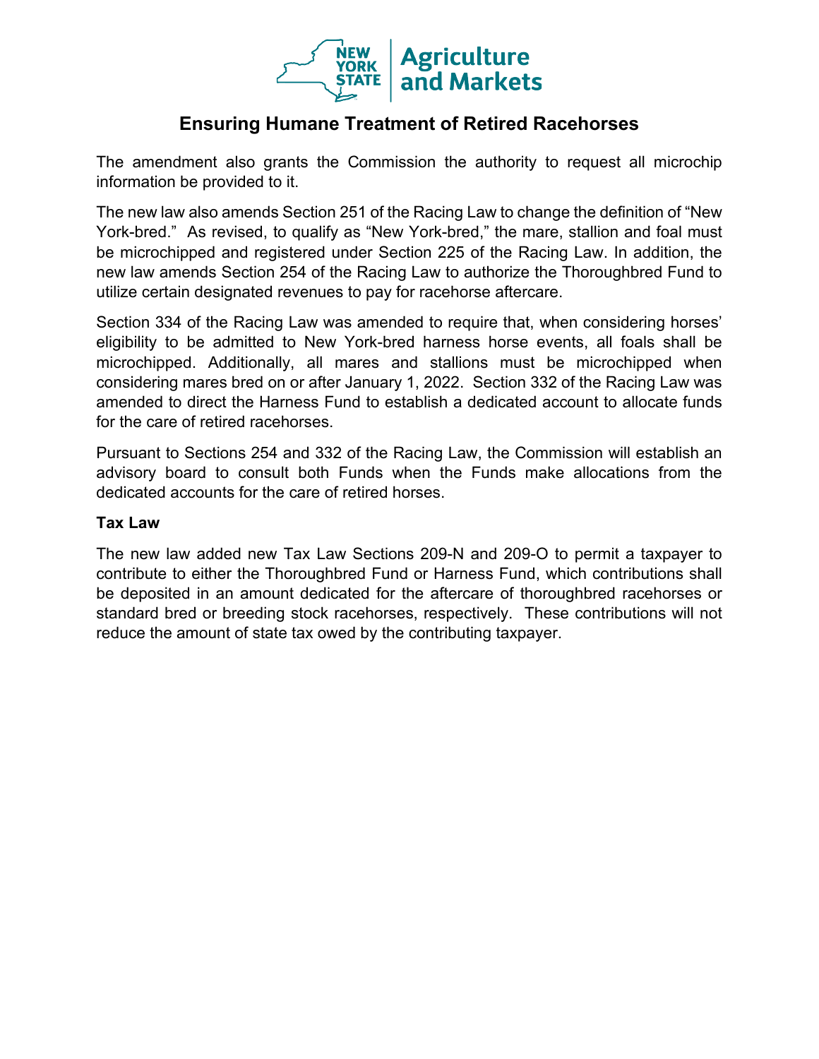## Ensuring Humane Treatment of Retired Racehorses

The amendment also grants the Commission the authority to request all microchip information be provided to it.

The new law also amends Section 251 of the Racing Law to change the definition of "New York-bred." As revised, to qualify as "New York-bred," the mare, stallion and foal must be microchipped and registered under Section 225 of the Racing Law. In addition, the new law amends Section 254 of the Racing Law to authorize the Thoroughbred Fund to utilize certain designated revenues to pay for racehorse aftercare.

Section 334 of the Racing Law was amended to require that, when considering horses' eligibility to be admitted to New York-bred harness horse events, all foals shall be microchipped. Additionally, all mares and stallions must be microchipped when considering mares bred on or after January 1, 2022. Section 332 of the Racing Law was amended to direct the Harness Fund to establish a dedicated account to allocate funds for the care of retired racehorses.

Pursuant to Sections 254 and 332 of the Racing Law, the Commission will establish an advisory board to consult both Funds when the Funds make allocations from the dedicated accounts for the care of retired horses.

**Tax Law**

The new law added new Tax Law Sections 209-N and 209-O to permit a taxpayer to contribute to either the Thoroughbred Fund or Harness Fund, which contributions shall be deposited in an amount dedicated for the aftercare of thoroughbred racehorses or standard bred or breeding stock racehorses, respectively. These contributions will not reduce the amount of state tax owed by the contributing taxpayer.